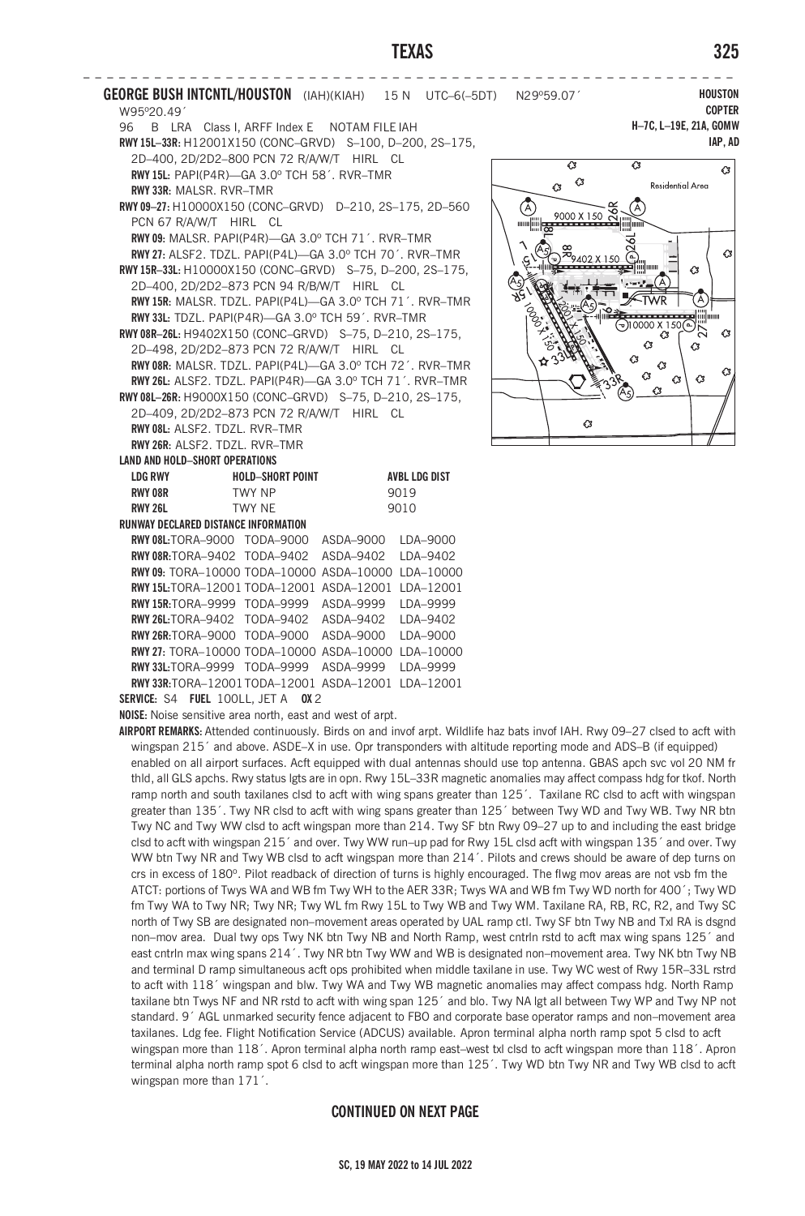**GEORGE BUSH INTCNTL/HOUSTON** (IAH)(KIAH) 15 N UTC–6(–5DT) N29°59.07´ W95°20.49´

**HOUSTON**
**COPTER**
**H–7C, L–19E, 21A, GOMW**
**IAP, AD**

96 B LRA Class I, ARFF Index E NOTAM FILE IAH

**RWY 15L–33R:** H12001X150 (CONC–GRVD) S–100, D–200, 2S–175, 2D–400, 2D/2D2–800 PCN 72 R/A/W/T HIRL CL

**RWY 15L:** PAPI(P4R)—GA 3.0º TCH 58´. RVR–TMR

**RWY 33R:** MALSR. RVR–TMR

**RWY 09–27:** H10000X150 (CONC–GRVD) D–210, 2S–175, 2D–560 PCN 67 R/A/W/T HIRL CL

**RWY 09:** MALSR. PAPI(P4R)—GA 3.0º TCH 71´. RVR–TMR

**RWY 27:** ALSF2. TDZL. PAPI(P4L)—GA 3.0º TCH 70´. RVR–TMR

**RWY 15R–33L:** H10000X150 (CONC–GRVD) S–75, D–200, 2S–175, 2D–400, 2D/2D2–873 PCN 94 R/B/W/T HIRL CL

**RWY 15R:** MALSR. TDZL. PAPI(P4L)—GA 3.0º TCH 71´. RVR–TMR

**RWY 33L:** TDZL. PAPI(P4R)—GA 3.0º TCH 59´. RVR–TMR

**RWY 08R–26L:** H9402X150 (CONC–GRVD) S–75, D–210, 2S–175, 2D–498, 2D/2D2–873 PCN 72 R/A/W/T HIRL CL

**RWY 08R:** MALSR. TDZL. PAPI(P4R)—GA 3.0º TCH 72´. RVR–TMR

**RWY 26L:** ALSF2. TDZL. PAPI(P4R)—GA 3.0º TCH 71´. RVR–TMR

**RWY 08L–26R:** H9000X150 (CONC–GRVD) S–75, D–210, 2S–175, 2D–409, 2D/2D2–873 PCN 72 R/A/W/T HIRL CL

**RWY 08L:** ALSF2. TDZL. RVR–TMR

**RWY 26R:** ALSF2. TDZL. RVR–TMR

**LAND AND HOLD–SHORT OPERATIONS**

| LDG RWY | HOLD–SHORT POINT | AVBL LDG DIST |
|---|---|---|
| RWY 08R | TWY NP | 9019 |
| RWY 26L | TWY NE | 9010 |

**RUNWAY DECLARED DISTANCE INFORMATION**

| RWY | TORA | TODA | ASDA | LDA |
|---|---|---|---|---|
| RWY 08L: | TORA–9000 | TODA–9000 | ASDA–9000 | LDA–9000 |
| RWY 08R: | TORA–9402 | TODA–9402 | ASDA–9402 | LDA–9402 |
| RWY 09: | TORA–10000 | TODA–10000 | ASDA–10000 | LDA–10000 |
| RWY 15L: | TORA–12001 | TODA–12001 | ASDA–12001 | LDA–12001 |
| RWY 15R: | TORA–9999 | TODA–9999 | ASDA–9999 | LDA–9999 |
| RWY 26L: | TORA–9402 | TODA–9402 | ASDA–9402 | LDA–9402 |
| RWY 26R: | TORA–9000 | TODA–9000 | ASDA–9000 | LDA–9000 |
| RWY 27: | TORA–10000 | TODA–10000 | ASDA–10000 | LDA–10000 |
| RWY 33L: | TORA–9999 | TODA–9999 | ASDA–9999 | LDA–9999 |
| RWY 33R: | TORA–12001 | TODA–12001 | ASDA–12001 | LDA–12001 |

**SERVICE:** S4 **FUEL** 100LL, JET A **OX** 2

**NOISE:** Noise sensitive area north, east and west of arpt.

**AIRPORT REMARKS:** Attended continuously. Birds on and invof arpt. Wildlife haz bats invof IAH. Rwy 09–27 clsd to acft with wingspan 215´ and above. ASDE–X in use. Opr transponders with altitude reporting mode and ADS–B (if equipped) enabled on all airport surfaces. Acft equipped with dual antennas should use top antenna. GBAS apch svc vol 20 NM fr thld, all GLS apchs. Rwy status lgts are in opn. Rwy 15L–33R magnetic anomalies may affect compass hdg for tkof. North ramp north and south taxilanes clsd to acft with wing spans greater than 125´. Taxilane RC clsd to acft with wingspan greater than 135´. Twy NR clsd to acft with wing spans greater than 125´ between Twy WD and Twy WB. Twy NR btn Twy NC and Twy WW clsd to acft wingspan more than 214. Twy SF btn Rwy 09–27 up to and including the east bridge clsd to acft with wingspan 215´ and over. Twy WW run–up pad for Rwy 15L clsd acft with wingspan 135´ and over. Twy WW btn Twy NR and Twy WB clsd to acft wingspan more than 214´. Pilots and crews should be aware of dep turns on crs in excess of 180º. Pilot readback of direction of turns is highly encouraged. The flwg mov areas are not vsb fm the ATCT: portions of Twys WA and WB fm Twy WH to the AER 33R; Twys WA and WB fm Twy WD north for 400´; Twy WD fm Twy WA to Twy NR; Twy NR; Twy WL fm Rwy 15L to Twy WB and Twy WM. Taxilane RA, RB, RC, R2, and Twy SC north of Twy SB are designated non–movement areas operated by UAL ramp ctl. Twy SF btn Twy NB and Txl RA is dsgnd non–mov area. Dual twy ops Twy NK btn Twy NB and North Ramp, west cntrln rstd to acft max wing spans 125´ and east cntrln max wing spans 214´. Twy NR btn Twy WW and WB is designated non–movement area. Twy NK btn Twy NB and terminal D ramp simultaneous acft ops prohibited when middle taxilane in use. Twy WC west of Rwy 15R–33L rstrd to acft with 118´ wingspan and blw. Twy WA and Twy WB magnetic anomalies may affect compass hdg. North Ramp taxilane btn Twys NF and NR rstd to acft with wing span 125´ and blo. Twy NA lgt all between Twy WP and Twy NP not standard. 9´ AGL unmarked security fence adjacent to FBO and corporate base operator ramps and non–movement area taxilanes. Ldg fee. Flight Notification Service (ADCUS) available. Apron terminal alpha north ramp spot 5 clsd to acft wingspan more than 118´. Apron terminal alpha north ramp east–west txl clsd to acft wingspan more than 118´. Apron terminal alpha north ramp spot 6 clsd to acft wingspan more than 125´. Twy WD btn Twy NR and Twy WB clsd to acft wingspan more than 171´.

**CONTINUED ON NEXT PAGE**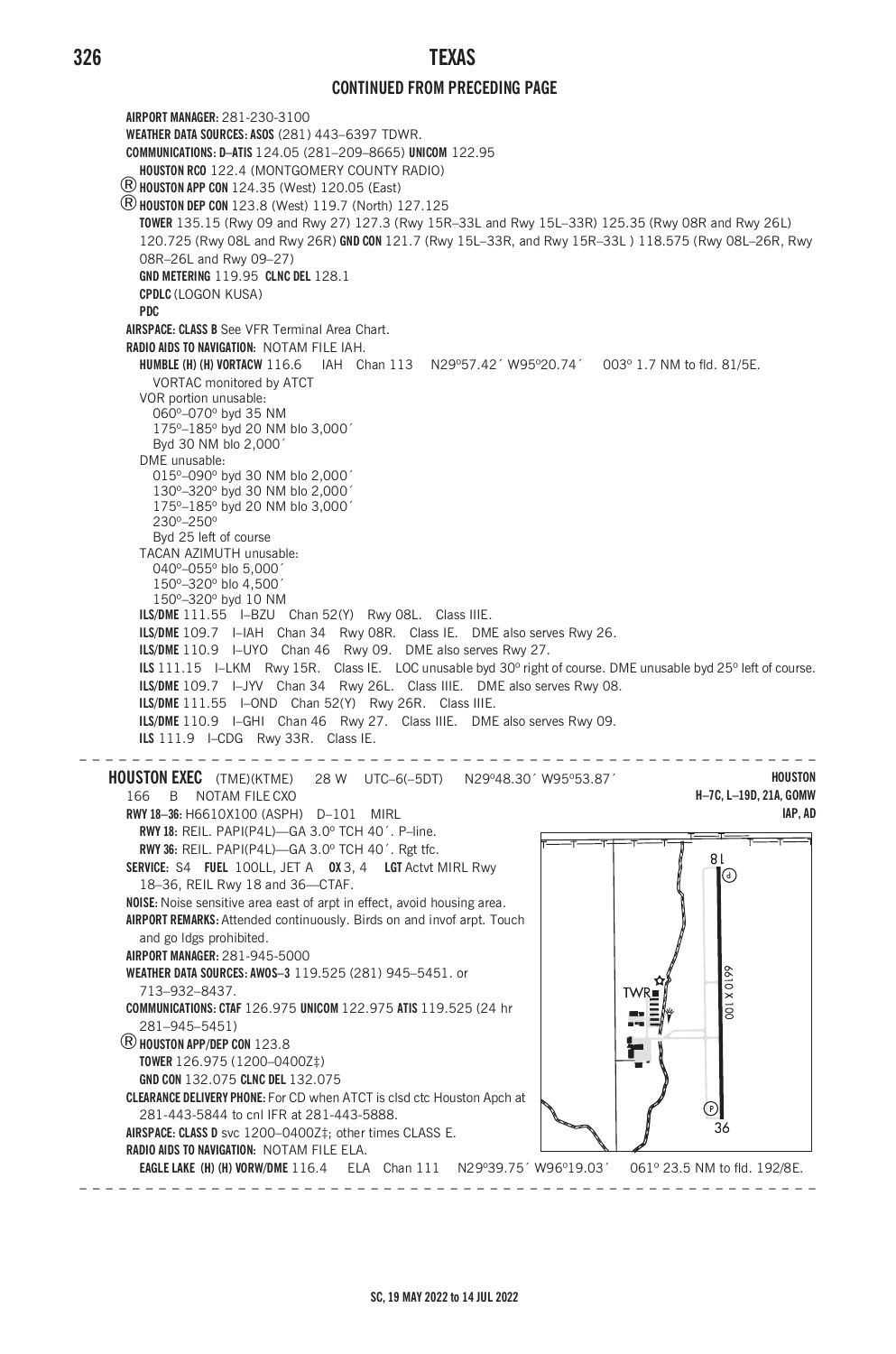## CONTINUED FROM PRECEDING PAGE

**AIRPORT MANAGER:** 281-230-3100
**WEATHER DATA SOURCES:** **ASOS** (281) 443–6397 TDWR.
**COMMUNICATIONS:** **D–ATIS** 124.05 (281–209–8665) **UNICOM** 122.95
**HOUSTON RCO** 122.4 (MONTGOMERY COUNTY RADIO)
Ⓡ **HOUSTON APP CON** 124.35 (West) 120.05 (East)
Ⓡ **HOUSTON DEP CON** 123.8 (West) 119.7 (North) 127.125
**TOWER** 135.15 (Rwy 09 and Rwy 27) 127.3 (Rwy 15R–33L and Rwy 15L–33R) 125.35 (Rwy 08R and Rwy 26L) 120.725 (Rwy 08L and Rwy 26R) **GND CON** 121.7 (Rwy 15L–33R, and Rwy 15R–33L ) 118.575 (Rwy 08L–26R, Rwy 08R–26L and Rwy 09–27)
**GND METERING** 119.95 **CLNC DEL** 128.1
**CPDLC** (LOGON KUSA)
**PDC**
**AIRSPACE: CLASS B** See VFR Terminal Area Chart.
**RADIO AIDS TO NAVIGATION:** NOTAM FILE IAH.
**HUMBLE (H) (H) VORTACW** 116.6 IAH Chan 113 N29°57.42´ W95°20.74´ 003° 1.7 NM to fld. 81/5E.
VORTAC monitored by ATCT
VOR portion unusable:
060°–070° byd 35 NM
175°–185° byd 20 NM blo 3,000´
Byd 30 NM blo 2,000´
DME unusable:
015°–090° byd 30 NM blo 2,000´
130°–320° byd 30 NM blo 2,000´
175°–185° byd 20 NM blo 3,000´
230°–250°
Byd 25 left of course
TACAN AZIMUTH unusable:
040°–055° blo 5,000´
150°–320° blo 4,500´
150°–320° byd 10 NM
**ILS/DME** 111.55 I–BZU Chan 52(Y) Rwy 08L. Class IIIE.
**ILS/DME** 109.7 I–IAH Chan 34 Rwy 08R. Class IE. DME also serves Rwy 26.
**ILS/DME** 110.9 I–UYO Chan 46 Rwy 09. DME also serves Rwy 27.
**ILS** 111.15 I–LKM Rwy 15R. Class IE. LOC unusable byd 30° right of course. DME unusable byd 25° left of course.
**ILS/DME** 109.7 I–JYV Chan 34 Rwy 26L. Class IIIE. DME also serves Rwy 08.
**ILS/DME** 111.55 I–OND Chan 52(Y) Rwy 26R. Class IIIE.
**ILS/DME** 110.9 I–GHI Chan 46 Rwy 27. Class IIIE. DME also serves Rwy 09.
**ILS** 111.9 I–CDG Rwy 33R. Class IE.

---

**HOUSTON EXEC** (TME)(KTME) 28 W UTC–6(–5DT) N29°48.30´ W95°53.87´ **HOUSTON**
166 B NOTAM FILE CXO **H–7C, L–19D, 21A, GOMW**
**IAP, AD**
**RWY 18–36:** H6610X100 (ASPH) D–101 MIRL
**RWY 18:** REIL. PAPI(P4L)—GA 3.0° TCH 40´. P–line.
**RWY 36:** REIL. PAPI(P4L)—GA 3.0° TCH 40´. Rgt tfc.
**SERVICE:** S4 **FUEL** 100LL, JET A **OX** 3, 4 **LGT** Actvt MIRL Rwy 18–36, REIL Rwy 18 and 36—CTAF.
**NOISE:** Noise sensitive area east of arpt in effect, avoid housing area.
**AIRPORT REMARKS:** Attended continuously. Birds on and invof arpt. Touch and go ldgs prohibited.
**AIRPORT MANAGER:** 281-945-5000
**WEATHER DATA SOURCES:** **AWOS–3** 119.525 (281) 945–5451. or 713–932–8437.
**COMMUNICATIONS:** **CTAF** 126.975 **UNICOM** 122.975 **ATIS** 119.525 (24 hr 281–945–5451)
Ⓡ **HOUSTON APP/DEP CON** 123.8
**TOWER** 126.975 (1200–0400Z‡)
**GND CON** 132.075 **CLNC DEL** 132.075
**CLEARANCE DELIVERY PHONE:** For CD when ATCT is clsd ctc Houston Apch at 281-443-5844 to cnl IFR at 281-443-5888.
**AIRSPACE: CLASS D** svc 1200–0400Z‡; other times CLASS E.
**RADIO AIDS TO NAVIGATION:** NOTAM FILE ELA.
**EAGLE LAKE (H) (H) VORW/DME** 116.4 ELA Chan 111 N29°39.75´ W96°19.03´ 061° 23.5 NM to fld. 192/8E.

18
6610 X 100
TWR
36

---